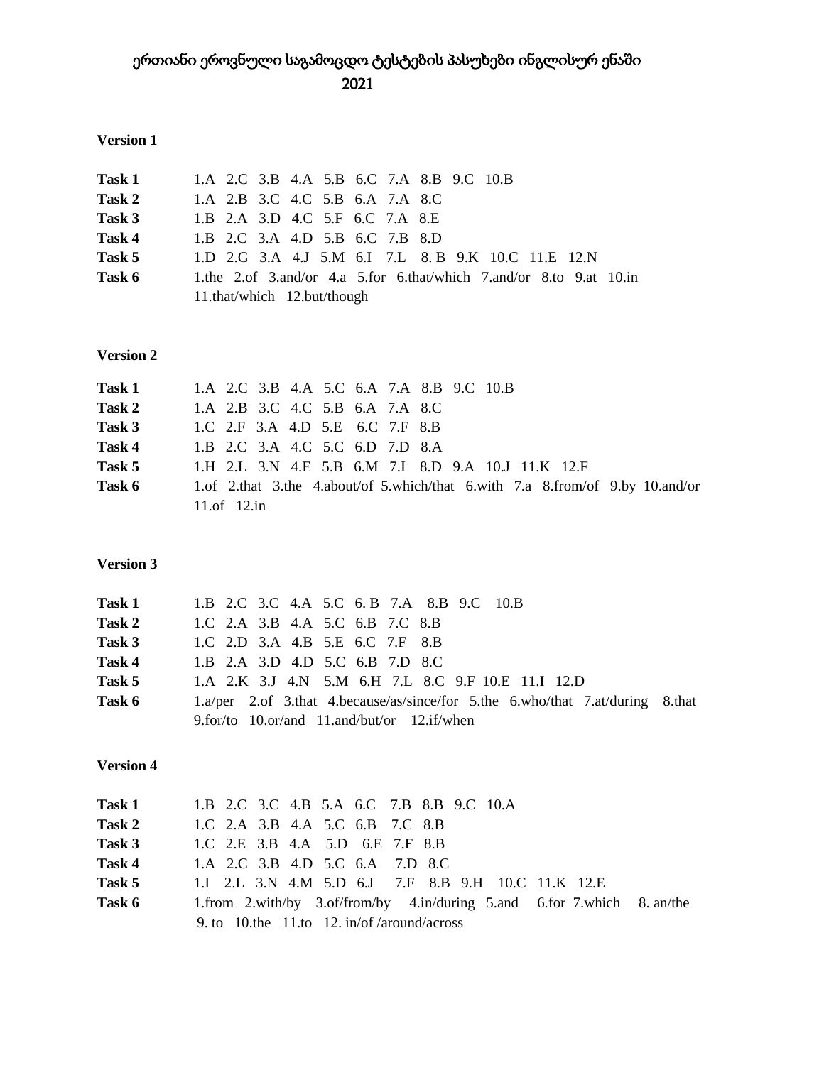# ერთიანი ეროვნული საგამოცდო ტესტების პასუხები ინგლისურ ენაში
# 2021

### Version 1

| | |
|---|---|
| **Task 1** | 1.A 2.C 3.B 4.A 5.B 6.C 7.A 8.B 9.C 10.B |
| **Task 2** | 1.A 2.B 3.C 4.C 5.B 6.A 7.A 8.C |
| **Task 3** | 1.B 2.A 3.D 4.C 5.F 6.C 7.A 8.E |
| **Task 4** | 1.B 2.C 3.A 4.D 5.B 6.C 7.B 8.D |
| **Task 5** | 1.D 2.G 3.A 4.J 5.M 6.I 7.L 8. B 9.K 10.C 11.E 12.N |
| **Task 6** | 1.the 2.of 3.and/or 4.a 5.for 6.that/which 7.and/or 8.to 9.at 10.in 11.that/which 12.but/though |

### Version 2

| | |
|---|---|
| **Task 1** | 1.A 2.C 3.B 4.A 5.C 6.A 7.A 8.B 9.C 10.B |
| **Task 2** | 1.A 2.B 3.C 4.C 5.B 6.A 7.A 8.C |
| **Task 3** | 1.C 2.F 3.A 4.D 5.E 6.C 7.F 8.B |
| **Task 4** | 1.B 2.C 3.A 4.C 5.C 6.D 7.D 8.A |
| **Task 5** | 1.H 2.L 3.N 4.E 5.B 6.M 7.I 8.D 9.A 10.J 11.K 12.F |
| **Task 6** | 1.of 2.that 3.the 4.about/of 5.which/that 6.with 7.a 8.from/of 9.by 10.and/or 11.of 12.in |

### Version 3

| | |
|---|---|
| **Task 1** | 1.B 2.C 3.C 4.A 5.C 6. B 7.A 8.B 9.C 10.B |
| **Task 2** | 1.C 2.A 3.B 4.A 5.C 6.B 7.C 8.B |
| **Task 3** | 1.C 2.D 3.A 4.B 5.E 6.C 7.F 8.B |
| **Task 4** | 1.B 2.A 3.D 4.D 5.C 6.B 7.D 8.C |
| **Task 5** | 1.A 2.K 3.J 4.N 5.M 6.H 7.L 8.C 9.F 10.E 11.I 12.D |
| **Task 6** | 1.a/per 2.of 3.that 4.because/as/since/for 5.the 6.who/that 7.at/during 8.that 9.for/to 10.or/and 11.and/but/or 12.if/when |

### Version 4

| | |
|---|---|
| **Task 1** | 1.B 2.C 3.C 4.B 5.A 6.C 7.B 8.B 9.C 10.A |
| **Task 2** | 1.C 2.A 3.B 4.A 5.C 6.B 7.C 8.B |
| **Task 3** | 1.C 2.E 3.B 4.A 5.D 6.E 7.F 8.B |
| **Task 4** | 1.A 2.C 3.B 4.D 5.C 6.A 7.D 8.C |
| **Task 5** | 1.I 2.L 3.N 4.M 5.D 6.J 7.F 8.B 9.H 10.C 11.K 12.E |
| **Task 6** | 1.from 2.with/by 3.of/from/by 4.in/during 5.and 6.for 7.which 8. an/the 9. to 10.the 11.to 12. in/of /around/across |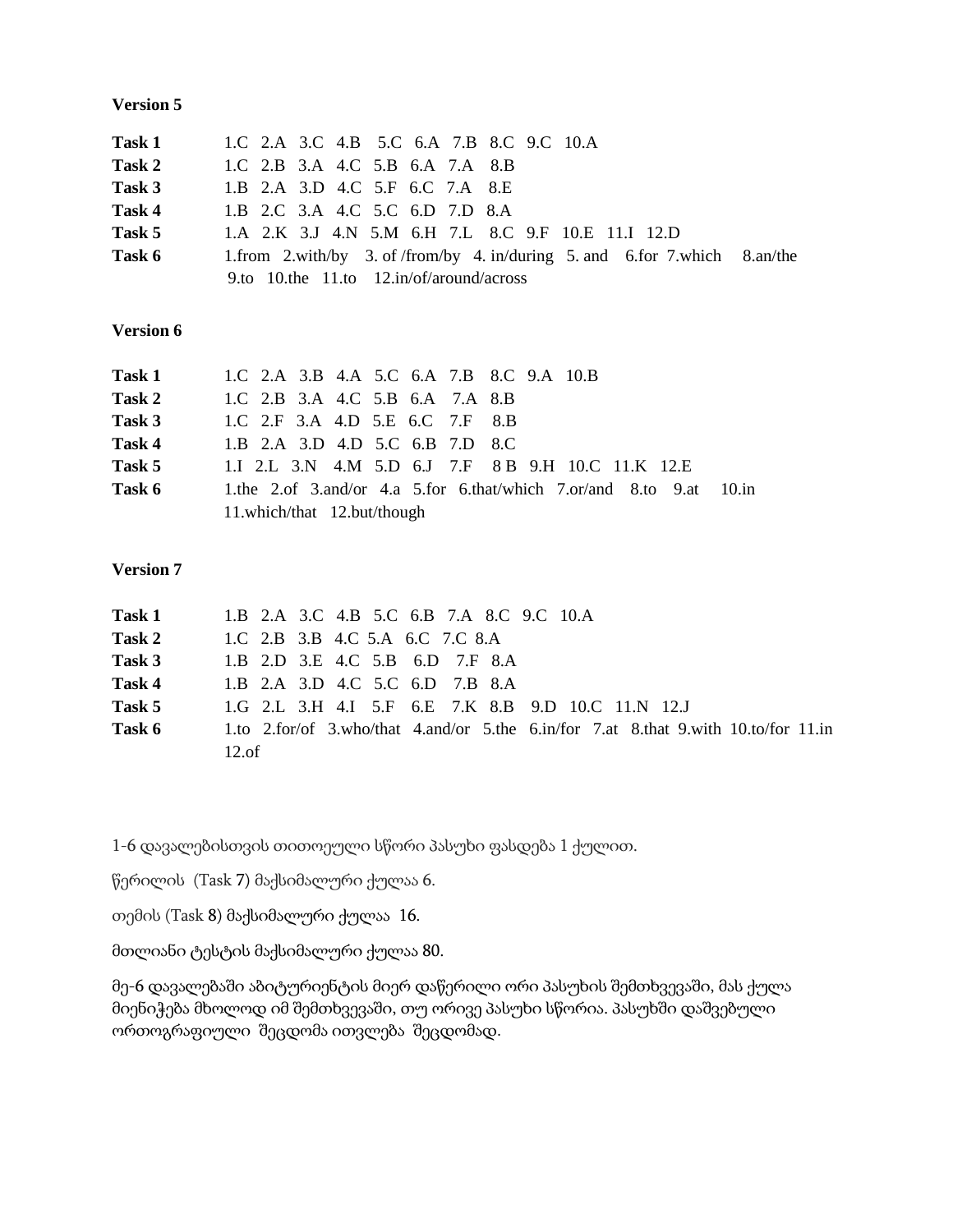**Version 5**

| | |
|---|---|
| **Task 1** | 1.C 2.A 3.C 4.B 5.C 6.A 7.B 8.C 9.C 10.A |
| **Task 2** | 1.C 2.B 3.A 4.C 5.B 6.A 7.A 8.B |
| **Task 3** | 1.B 2.A 3.D 4.C 5.F 6.C 7.A 8.E |
| **Task 4** | 1.B 2.C 3.A 4.C 5.C 6.D 7.D 8.A |
| **Task 5** | 1.A 2.K 3.J 4.N 5.M 6.H 7.L 8.C 9.F 10.E 11.I 12.D |
| **Task 6** | 1.from 2.with/by 3. of /from/by 4. in/during 5. and 6.for 7.which 8.an/the 9.to 10.the 11.to 12.in/of/around/across |

**Version 6**

| | |
|---|---|
| **Task 1** | 1.C 2.A 3.B 4.A 5.C 6.A 7.B 8.C 9.A 10.B |
| **Task 2** | 1.C 2.B 3.A 4.C 5.B 6.A 7.A 8.B |
| **Task 3** | 1.C 2.F 3.A 4.D 5.E 6.C 7.F 8.B |
| **Task 4** | 1.B 2.A 3.D 4.D 5.C 6.B 7.D 8.C |
| **Task 5** | 1.I 2.L 3.N 4.M 5.D 6.J 7.F 8 B 9.H 10.C 11.K 12.E |
| **Task 6** | 1.the 2.of 3.and/or 4.a 5.for 6.that/which 7.or/and 8.to 9.at 10.in 11.which/that 12.but/though |

**Version 7**

| | |
|---|---|
| **Task 1** | 1.B 2.A 3.C 4.B 5.C 6.B 7.A 8.C 9.C 10.A |
| **Task 2** | 1.C 2.B 3.B 4.C 5.A 6.C 7.C 8.A |
| **Task 3** | 1.B 2.D 3.E 4.C 5.B 6.D 7.F 8.A |
| **Task 4** | 1.B 2.A 3.D 4.C 5.C 6.D 7.B 8.A |
| **Task 5** | 1.G 2.L 3.H 4.I 5.F 6.E 7.K 8.B 9.D 10.C 11.N 12.J |
| **Task 6** | 1.to 2.for/of 3.who/that 4.and/or 5.the 6.in/for 7.at 8.that 9.with 10.to/for 11.in 12.of |

1-6 დავალებისთვის თითოეული სწორი პასუხი ფასდება 1 ქულით.

წერილის (Task 7) მაქსიმალური ქულაა 6.

თემის (Task 8) მაქსიმალური ქულაა 16.

მთლიანი ტესტის მაქსიმალური ქულაა 80.

მე-6 დავალებაში აბიტურიენტის მიერ დაწერილი ორი პასუხის შემთხვევაში, მას ქულა მიენიჭება მხოლოდ იმ შემთხვევაში, თუ ორივე პასუხი სწორია. პასუხში დაშვებული ორთოგრაფიული შეცდომა ითვლება შეცდომად.